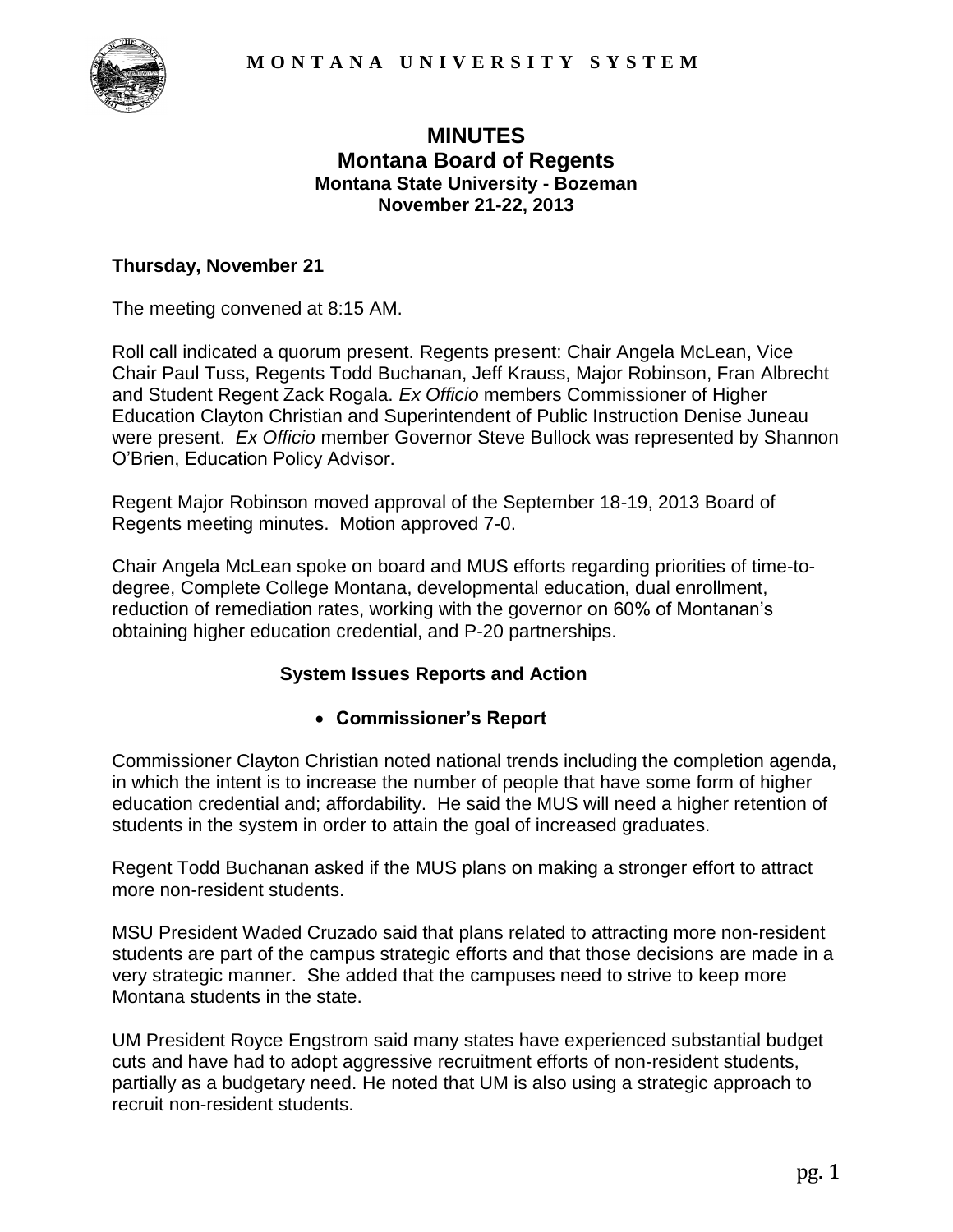# MINUTES
## Montana Board of Regents
### Montana State University - Bozeman
### November 21-22, 2013

**Thursday, November 21**

The meeting convened at 8:15 AM.

Roll call indicated a quorum present. Regents present: Chair Angela McLean, Vice Chair Paul Tuss, Regents Todd Buchanan, Jeff Krauss, Major Robinson, Fran Albrecht and Student Regent Zack Rogala. *Ex Officio* members Commissioner of Higher Education Clayton Christian and Superintendent of Public Instruction Denise Juneau were present. *Ex Officio* member Governor Steve Bullock was represented by Shannon O'Brien, Education Policy Advisor.

Regent Major Robinson moved approval of the September 18-19, 2013 Board of Regents meeting minutes. Motion approved 7-0.

Chair Angela McLean spoke on board and MUS efforts regarding priorities of time-to-degree, Complete College Montana, developmental education, dual enrollment, reduction of remediation rates, working with the governor on 60% of Montanan's obtaining higher education credential, and P-20 partnerships.

## System Issues Reports and Action

- **Commissioner's Report**

Commissioner Clayton Christian noted national trends including the completion agenda, in which the intent is to increase the number of people that have some form of higher education credential and; affordability. He said the MUS will need a higher retention of students in the system in order to attain the goal of increased graduates.

Regent Todd Buchanan asked if the MUS plans on making a stronger effort to attract more non-resident students.

MSU President Waded Cruzado said that plans related to attracting more non-resident students are part of the campus strategic efforts and that those decisions are made in a very strategic manner. She added that the campuses need to strive to keep more Montana students in the state.

UM President Royce Engstrom said many states have experienced substantial budget cuts and have had to adopt aggressive recruitment efforts of non-resident students, partially as a budgetary need. He noted that UM is also using a strategic approach to recruit non-resident students.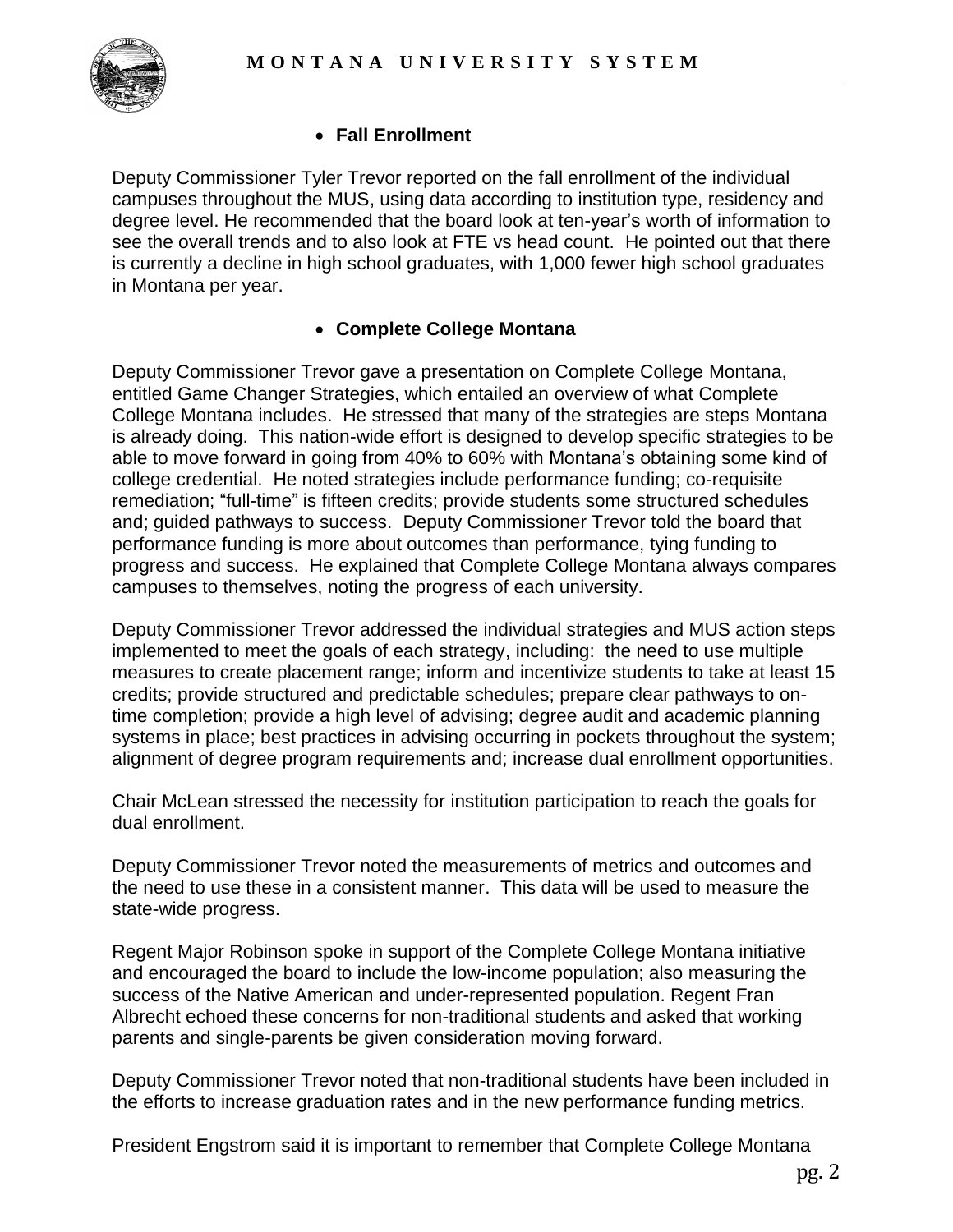- **Fall Enrollment**

Deputy Commissioner Tyler Trevor reported on the fall enrollment of the individual campuses throughout the MUS, using data according to institution type, residency and degree level. He recommended that the board look at ten-year's worth of information to see the overall trends and to also look at FTE vs head count. He pointed out that there is currently a decline in high school graduates, with 1,000 fewer high school graduates in Montana per year.

- **Complete College Montana**

Deputy Commissioner Trevor gave a presentation on Complete College Montana, entitled Game Changer Strategies, which entailed an overview of what Complete College Montana includes. He stressed that many of the strategies are steps Montana is already doing. This nation-wide effort is designed to develop specific strategies to be able to move forward in going from 40% to 60% with Montana's obtaining some kind of college credential. He noted strategies include performance funding; co-requisite remediation; "full-time" is fifteen credits; provide students some structured schedules and; guided pathways to success. Deputy Commissioner Trevor told the board that performance funding is more about outcomes than performance, tying funding to progress and success. He explained that Complete College Montana always compares campuses to themselves, noting the progress of each university.

Deputy Commissioner Trevor addressed the individual strategies and MUS action steps implemented to meet the goals of each strategy, including: the need to use multiple measures to create placement range; inform and incentivize students to take at least 15 credits; provide structured and predictable schedules; prepare clear pathways to on-time completion; provide a high level of advising; degree audit and academic planning systems in place; best practices in advising occurring in pockets throughout the system; alignment of degree program requirements and; increase dual enrollment opportunities.

Chair McLean stressed the necessity for institution participation to reach the goals for dual enrollment.

Deputy Commissioner Trevor noted the measurements of metrics and outcomes and the need to use these in a consistent manner. This data will be used to measure the state-wide progress.

Regent Major Robinson spoke in support of the Complete College Montana initiative and encouraged the board to include the low-income population; also measuring the success of the Native American and under-represented population. Regent Fran Albrecht echoed these concerns for non-traditional students and asked that working parents and single-parents be given consideration moving forward.

Deputy Commissioner Trevor noted that non-traditional students have been included in the efforts to increase graduation rates and in the new performance funding metrics.

President Engstrom said it is important to remember that Complete College Montana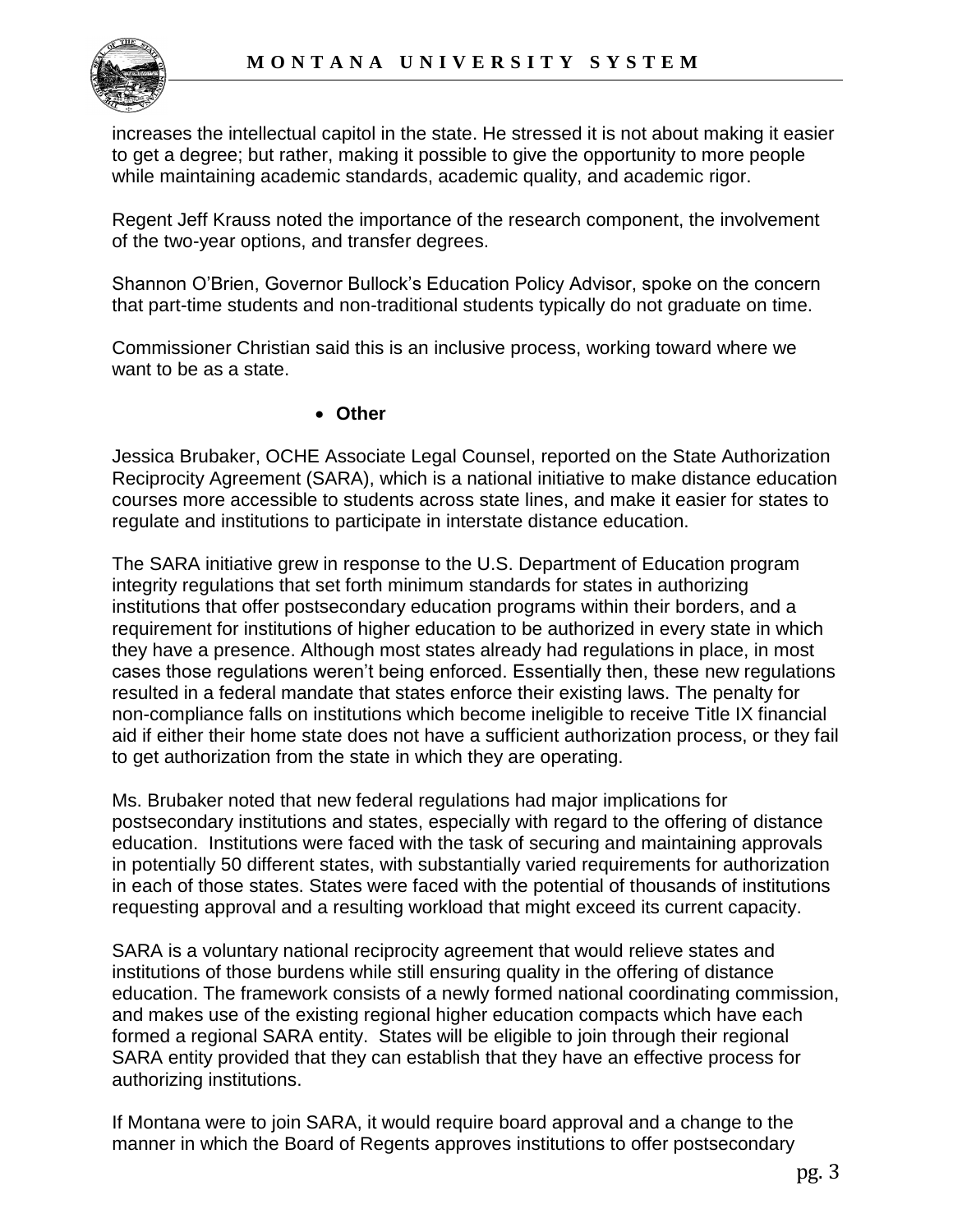increases the intellectual capitol in the state. He stressed it is not about making it easier to get a degree; but rather, making it possible to give the opportunity to more people while maintaining academic standards, academic quality, and academic rigor.

Regent Jeff Krauss noted the importance of the research component, the involvement of the two-year options, and transfer degrees.

Shannon O'Brien, Governor Bullock's Education Policy Advisor, spoke on the concern that part-time students and non-traditional students typically do not graduate on time.

Commissioner Christian said this is an inclusive process, working toward where we want to be as a state.

- **Other**

Jessica Brubaker, OCHE Associate Legal Counsel, reported on the State Authorization Reciprocity Agreement (SARA), which is a national initiative to make distance education courses more accessible to students across state lines, and make it easier for states to regulate and institutions to participate in interstate distance education.

The SARA initiative grew in response to the U.S. Department of Education program integrity regulations that set forth minimum standards for states in authorizing institutions that offer postsecondary education programs within their borders, and a requirement for institutions of higher education to be authorized in every state in which they have a presence. Although most states already had regulations in place, in most cases those regulations weren't being enforced. Essentially then, these new regulations resulted in a federal mandate that states enforce their existing laws. The penalty for non-compliance falls on institutions which become ineligible to receive Title IX financial aid if either their home state does not have a sufficient authorization process, or they fail to get authorization from the state in which they are operating.

Ms. Brubaker noted that new federal regulations had major implications for postsecondary institutions and states, especially with regard to the offering of distance education. Institutions were faced with the task of securing and maintaining approvals in potentially 50 different states, with substantially varied requirements for authorization in each of those states. States were faced with the potential of thousands of institutions requesting approval and a resulting workload that might exceed its current capacity.

SARA is a voluntary national reciprocity agreement that would relieve states and institutions of those burdens while still ensuring quality in the offering of distance education. The framework consists of a newly formed national coordinating commission, and makes use of the existing regional higher education compacts which have each formed a regional SARA entity. States will be eligible to join through their regional SARA entity provided that they can establish that they have an effective process for authorizing institutions.

If Montana were to join SARA, it would require board approval and a change to the manner in which the Board of Regents approves institutions to offer postsecondary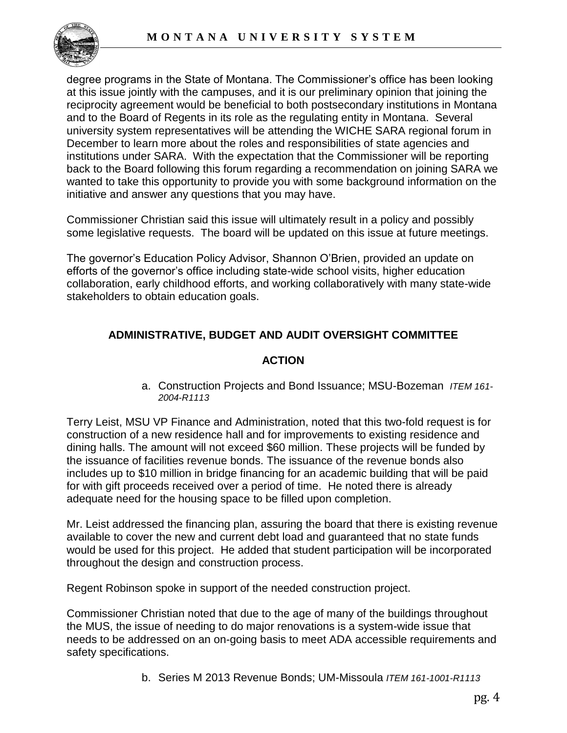degree programs in the State of Montana. The Commissioner's office has been looking at this issue jointly with the campuses, and it is our preliminary opinion that joining the reciprocity agreement would be beneficial to both postsecondary institutions in Montana and to the Board of Regents in its role as the regulating entity in Montana. Several university system representatives will be attending the WICHE SARA regional forum in December to learn more about the roles and responsibilities of state agencies and institutions under SARA. With the expectation that the Commissioner will be reporting back to the Board following this forum regarding a recommendation on joining SARA we wanted to take this opportunity to provide you with some background information on the initiative and answer any questions that you may have.

Commissioner Christian said this issue will ultimately result in a policy and possibly some legislative requests. The board will be updated on this issue at future meetings.

The governor's Education Policy Advisor, Shannon O'Brien, provided an update on efforts of the governor's office including state-wide school visits, higher education collaboration, early childhood efforts, and working collaboratively with many state-wide stakeholders to obtain education goals.

## ADMINISTRATIVE, BUDGET AND AUDIT OVERSIGHT COMMITTEE

### ACTION

a. Construction Projects and Bond Issuance; MSU-Bozeman *ITEM 161-2004-R1113*

Terry Leist, MSU VP Finance and Administration, noted that this two-fold request is for construction of a new residence hall and for improvements to existing residence and dining halls. The amount will not exceed $60 million. These projects will be funded by the issuance of facilities revenue bonds. The issuance of the revenue bonds also includes up to $10 million in bridge financing for an academic building that will be paid for with gift proceeds received over a period of time. He noted there is already adequate need for the housing space to be filled upon completion.

Mr. Leist addressed the financing plan, assuring the board that there is existing revenue available to cover the new and current debt load and guaranteed that no state funds would be used for this project. He added that student participation will be incorporated throughout the design and construction process.

Regent Robinson spoke in support of the needed construction project.

Commissioner Christian noted that due to the age of many of the buildings throughout the MUS, the issue of needing to do major renovations is a system-wide issue that needs to be addressed on an on-going basis to meet ADA accessible requirements and safety specifications.

b. Series M 2013 Revenue Bonds; UM-Missoula *ITEM 161-1001-R1113*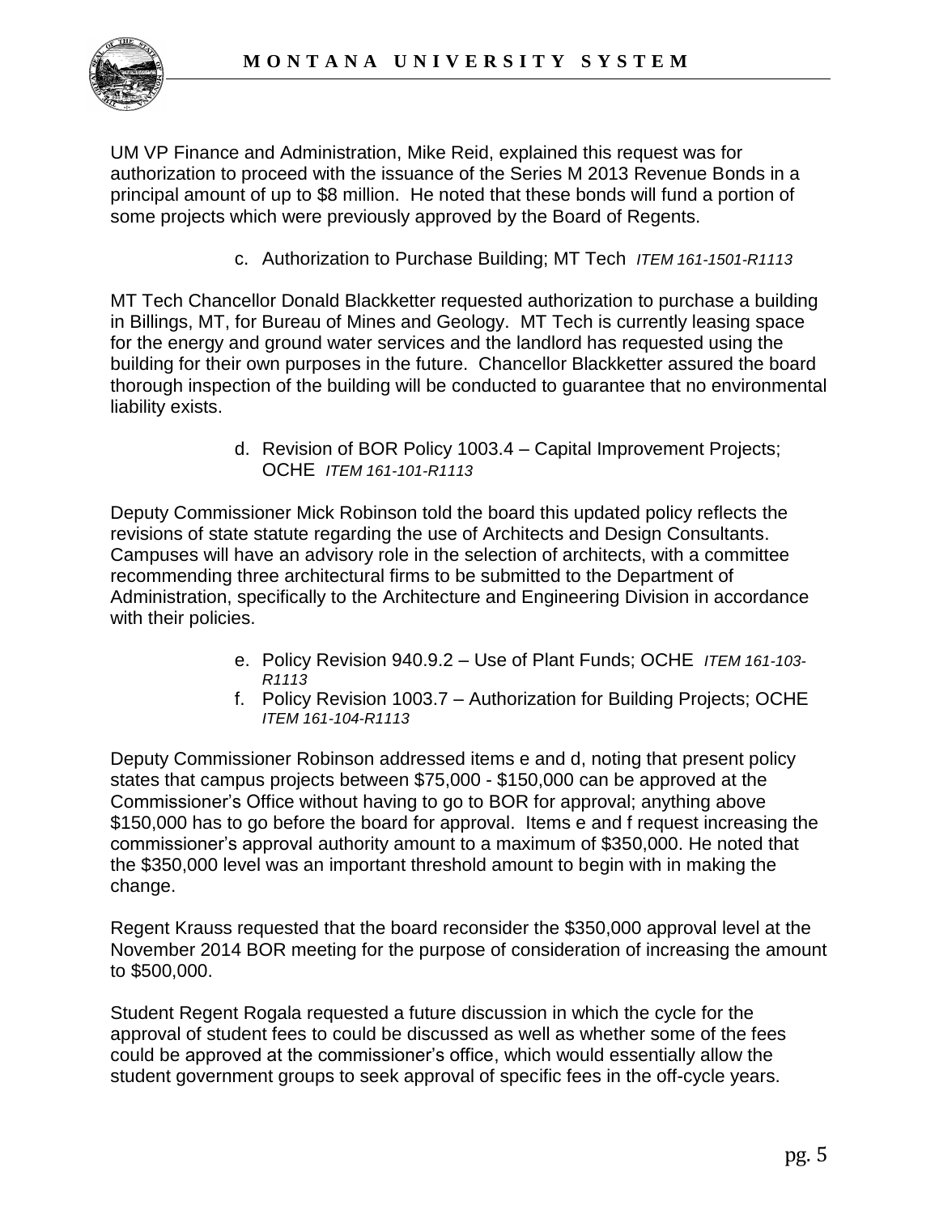UM VP Finance and Administration, Mike Reid, explained this request was for authorization to proceed with the issuance of the Series M 2013 Revenue Bonds in a principal amount of up to $8 million. He noted that these bonds will fund a portion of some projects which were previously approved by the Board of Regents.

c. Authorization to Purchase Building; MT Tech *ITEM 161-1501-R1113*

MT Tech Chancellor Donald Blackketter requested authorization to purchase a building in Billings, MT, for Bureau of Mines and Geology. MT Tech is currently leasing space for the energy and ground water services and the landlord has requested using the building for their own purposes in the future. Chancellor Blackketter assured the board thorough inspection of the building will be conducted to guarantee that no environmental liability exists.

d. Revision of BOR Policy 1003.4 – Capital Improvement Projects; OCHE *ITEM 161-101-R1113*

Deputy Commissioner Mick Robinson told the board this updated policy reflects the revisions of state statute regarding the use of Architects and Design Consultants. Campuses will have an advisory role in the selection of architects, with a committee recommending three architectural firms to be submitted to the Department of Administration, specifically to the Architecture and Engineering Division in accordance with their policies.

e. Policy Revision 940.9.2 – Use of Plant Funds; OCHE *ITEM 161-103-R1113*

f. Policy Revision 1003.7 – Authorization for Building Projects; OCHE *ITEM 161-104-R1113*

Deputy Commissioner Robinson addressed items e and d, noting that present policy states that campus projects between $75,000 - $150,000 can be approved at the Commissioner's Office without having to go to BOR for approval; anything above $150,000 has to go before the board for approval. Items e and f request increasing the commissioner's approval authority amount to a maximum of $350,000. He noted that the $350,000 level was an important threshold amount to begin with in making the change.

Regent Krauss requested that the board reconsider the $350,000 approval level at the November 2014 BOR meeting for the purpose of consideration of increasing the amount to $500,000.

Student Regent Rogala requested a future discussion in which the cycle for the approval of student fees to could be discussed as well as whether some of the fees could be approved at the commissioner's office, which would essentially allow the student government groups to seek approval of specific fees in the off-cycle years.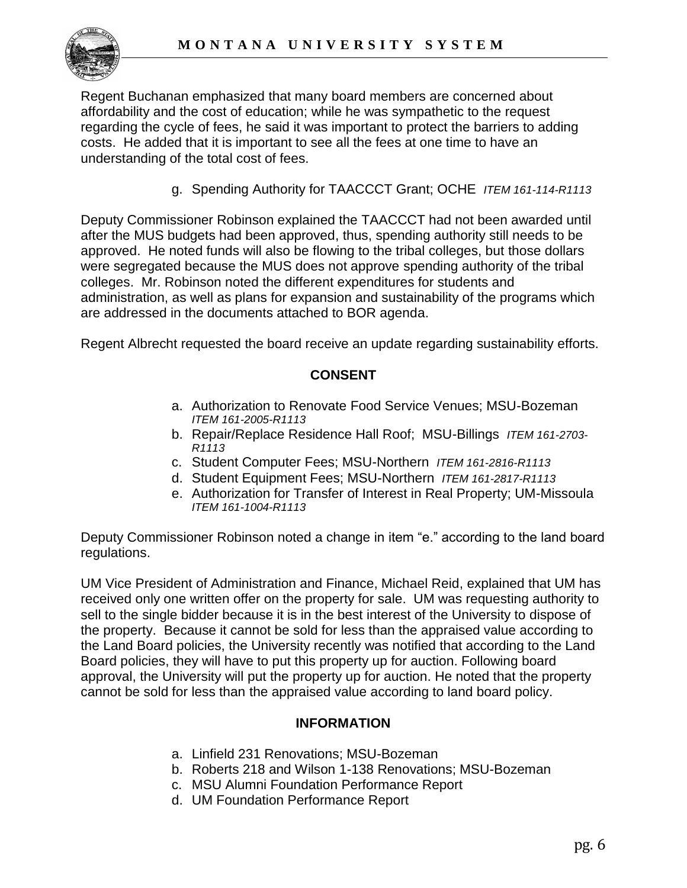Regent Buchanan emphasized that many board members are concerned about affordability and the cost of education; while he was sympathetic to the request regarding the cycle of fees, he said it was important to protect the barriers to adding costs. He added that it is important to see all the fees at one time to have an understanding of the total cost of fees.

g. Spending Authority for TAACCCT Grant; OCHE *ITEM 161-114-R1113*

Deputy Commissioner Robinson explained the TAACCCT had not been awarded until after the MUS budgets had been approved, thus, spending authority still needs to be approved. He noted funds will also be flowing to the tribal colleges, but those dollars were segregated because the MUS does not approve spending authority of the tribal colleges. Mr. Robinson noted the different expenditures for students and administration, as well as plans for expansion and sustainability of the programs which are addressed in the documents attached to BOR agenda.

Regent Albrecht requested the board receive an update regarding sustainability efforts.

**CONSENT**

a. Authorization to Renovate Food Service Venues; MSU-Bozeman *ITEM 161-2005-R1113*
b. Repair/Replace Residence Hall Roof; MSU-Billings *ITEM 161-2703-R1113*
c. Student Computer Fees; MSU-Northern *ITEM 161-2816-R1113*
d. Student Equipment Fees; MSU-Northern *ITEM 161-2817-R1113*
e. Authorization for Transfer of Interest in Real Property; UM-Missoula *ITEM 161-1004-R1113*

Deputy Commissioner Robinson noted a change in item "e." according to the land board regulations.

UM Vice President of Administration and Finance, Michael Reid, explained that UM has received only one written offer on the property for sale. UM was requesting authority to sell to the single bidder because it is in the best interest of the University to dispose of the property. Because it cannot be sold for less than the appraised value according to the Land Board policies, the University recently was notified that according to the Land Board policies, they will have to put this property up for auction. Following board approval, the University will put the property up for auction. He noted that the property cannot be sold for less than the appraised value according to land board policy.

**INFORMATION**

a. Linfield 231 Renovations; MSU-Bozeman
b. Roberts 218 and Wilson 1-138 Renovations; MSU-Bozeman
c. MSU Alumni Foundation Performance Report
d. UM Foundation Performance Report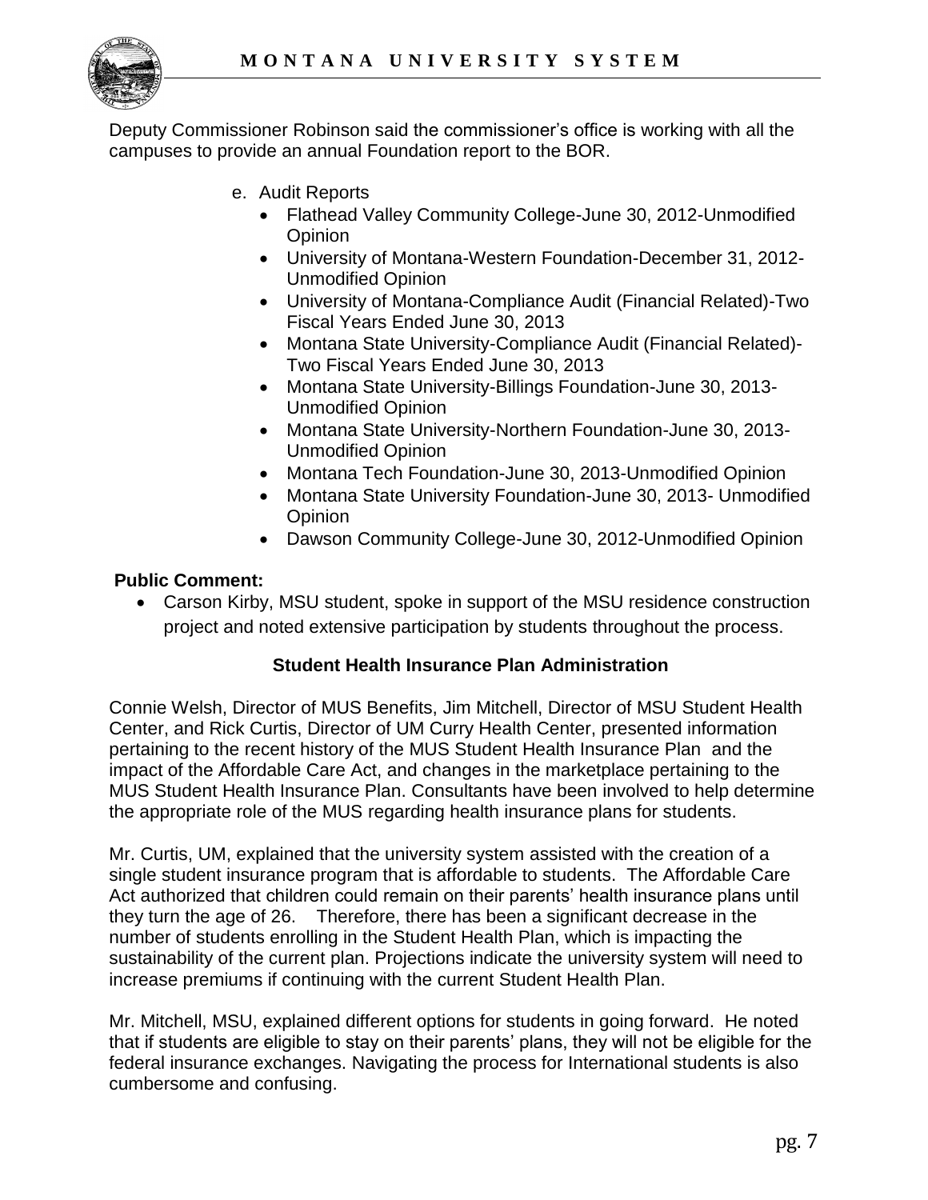Deputy Commissioner Robinson said the commissioner's office is working with all the campuses to provide an annual Foundation report to the BOR.

e. Audit Reports
   - Flathead Valley Community College-June 30, 2012-Unmodified Opinion
   - University of Montana-Western Foundation-December 31, 2012-Unmodified Opinion
   - University of Montana-Compliance Audit (Financial Related)-Two Fiscal Years Ended June 30, 2013
   - Montana State University-Compliance Audit (Financial Related)-Two Fiscal Years Ended June 30, 2013
   - Montana State University-Billings Foundation-June 30, 2013-Unmodified Opinion
   - Montana State University-Northern Foundation-June 30, 2013-Unmodified Opinion
   - Montana Tech Foundation-June 30, 2013-Unmodified Opinion
   - Montana State University Foundation-June 30, 2013- Unmodified Opinion
   - Dawson Community College-June 30, 2012-Unmodified Opinion

**Public Comment:**

- Carson Kirby, MSU student, spoke in support of the MSU residence construction project and noted extensive participation by students throughout the process.

**Student Health Insurance Plan Administration**

Connie Welsh, Director of MUS Benefits, Jim Mitchell, Director of MSU Student Health Center, and Rick Curtis, Director of UM Curry Health Center, presented information pertaining to the recent history of the MUS Student Health Insurance Plan and the impact of the Affordable Care Act, and changes in the marketplace pertaining to the MUS Student Health Insurance Plan. Consultants have been involved to help determine the appropriate role of the MUS regarding health insurance plans for students.

Mr. Curtis, UM, explained that the university system assisted with the creation of a single student insurance program that is affordable to students. The Affordable Care Act authorized that children could remain on their parents' health insurance plans until they turn the age of 26. Therefore, there has been a significant decrease in the number of students enrolling in the Student Health Plan, which is impacting the sustainability of the current plan. Projections indicate the university system will need to increase premiums if continuing with the current Student Health Plan.

Mr. Mitchell, MSU, explained different options for students in going forward. He noted that if students are eligible to stay on their parents' plans, they will not be eligible for the federal insurance exchanges. Navigating the process for International students is also cumbersome and confusing.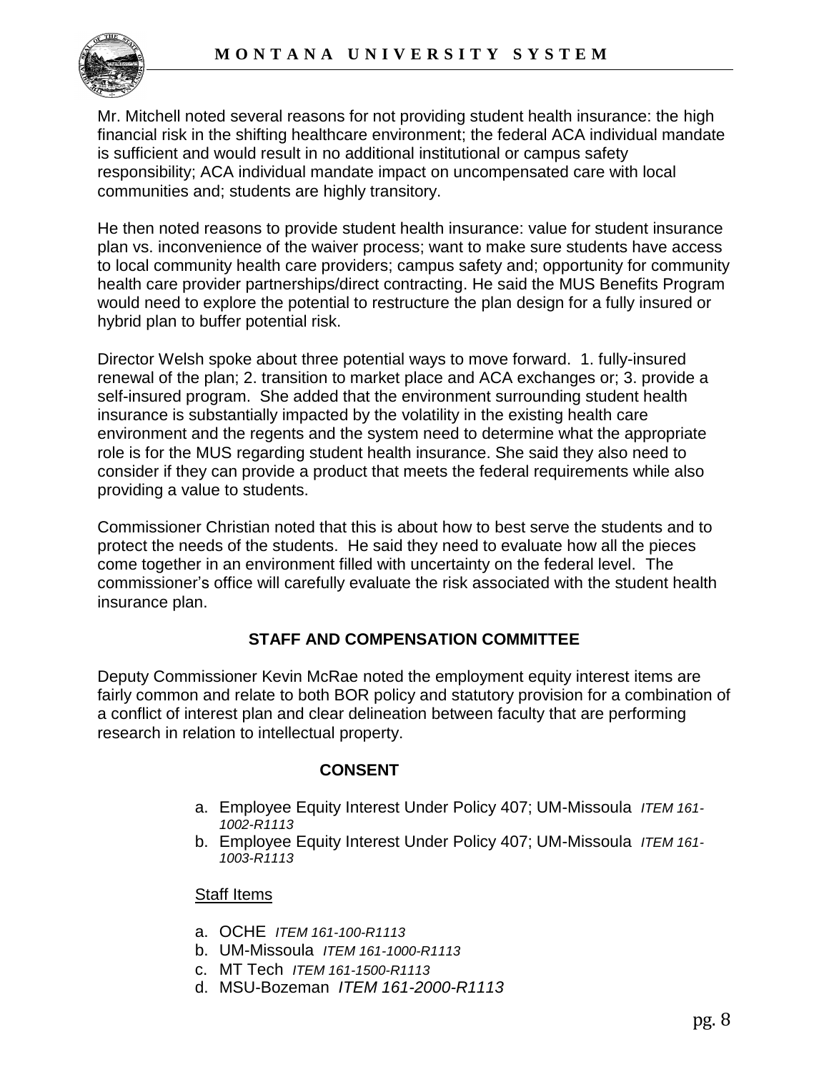Mr. Mitchell noted several reasons for not providing student health insurance: the high financial risk in the shifting healthcare environment; the federal ACA individual mandate is sufficient and would result in no additional institutional or campus safety responsibility; ACA individual mandate impact on uncompensated care with local communities and; students are highly transitory.

He then noted reasons to provide student health insurance: value for student insurance plan vs. inconvenience of the waiver process; want to make sure students have access to local community health care providers; campus safety and; opportunity for community health care provider partnerships/direct contracting. He said the MUS Benefits Program would need to explore the potential to restructure the plan design for a fully insured or hybrid plan to buffer potential risk.

Director Welsh spoke about three potential ways to move forward. 1. fully-insured renewal of the plan; 2. transition to market place and ACA exchanges or; 3. provide a self-insured program. She added that the environment surrounding student health insurance is substantially impacted by the volatility in the existing health care environment and the regents and the system need to determine what the appropriate role is for the MUS regarding student health insurance. She said they also need to consider if they can provide a product that meets the federal requirements while also providing a value to students.

Commissioner Christian noted that this is about how to best serve the students and to protect the needs of the students. He said they need to evaluate how all the pieces come together in an environment filled with uncertainty on the federal level. The commissioner's office will carefully evaluate the risk associated with the student health insurance plan.

## STAFF AND COMPENSATION COMMITTEE

Deputy Commissioner Kevin McRae noted the employment equity interest items are fairly common and relate to both BOR policy and statutory provision for a combination of a conflict of interest plan and clear delineation between faculty that are performing research in relation to intellectual property.

### CONSENT

a. Employee Equity Interest Under Policy 407; UM-Missoula *ITEM 161-1002-R1113*
b. Employee Equity Interest Under Policy 407; UM-Missoula *ITEM 161-1003-R1113*

Staff Items

a. OCHE *ITEM 161-100-R1113*
b. UM-Missoula *ITEM 161-1000-R1113*
c. MT Tech *ITEM 161-1500-R1113*
d. MSU-Bozeman *ITEM 161-2000-R1113*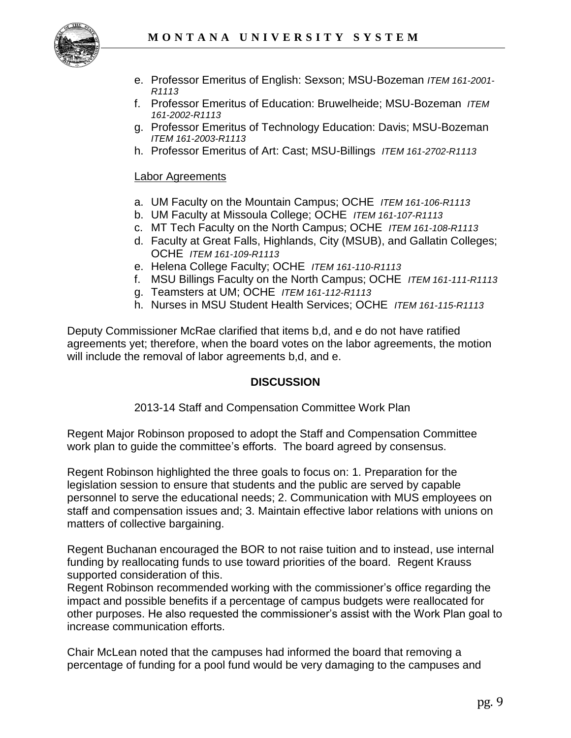e. Professor Emeritus of English: Sexson; MSU-Bozeman *ITEM 161-2001-R1113*
f. Professor Emeritus of Education: Bruwelheide; MSU-Bozeman *ITEM 161-2002-R1113*
g. Professor Emeritus of Technology Education: Davis; MSU-Bozeman *ITEM 161-2003-R1113*
h. Professor Emeritus of Art: Cast; MSU-Billings *ITEM 161-2702-R1113*

Labor Agreements

a. UM Faculty on the Mountain Campus; OCHE *ITEM 161-106-R1113*
b. UM Faculty at Missoula College; OCHE *ITEM 161-107-R1113*
c. MT Tech Faculty on the North Campus; OCHE *ITEM 161-108-R1113*
d. Faculty at Great Falls, Highlands, City (MSUB), and Gallatin Colleges; OCHE *ITEM 161-109-R1113*
e. Helena College Faculty; OCHE *ITEM 161-110-R1113*
f. MSU Billings Faculty on the North Campus; OCHE *ITEM 161-111-R1113*
g. Teamsters at UM; OCHE *ITEM 161-112-R1113*
h. Nurses in MSU Student Health Services; OCHE *ITEM 161-115-R1113*

Deputy Commissioner McRae clarified that items b,d, and e do not have ratified agreements yet; therefore, when the board votes on the labor agreements, the motion will include the removal of labor agreements b,d, and e.

**DISCUSSION**

2013-14 Staff and Compensation Committee Work Plan

Regent Major Robinson proposed to adopt the Staff and Compensation Committee work plan to guide the committee's efforts. The board agreed by consensus.

Regent Robinson highlighted the three goals to focus on: 1. Preparation for the legislation session to ensure that students and the public are served by capable personnel to serve the educational needs; 2. Communication with MUS employees on staff and compensation issues and; 3. Maintain effective labor relations with unions on matters of collective bargaining.

Regent Buchanan encouraged the BOR to not raise tuition and to instead, use internal funding by reallocating funds to use toward priorities of the board. Regent Krauss supported consideration of this.

Regent Robinson recommended working with the commissioner's office regarding the impact and possible benefits if a percentage of campus budgets were reallocated for other purposes. He also requested the commissioner's assist with the Work Plan goal to increase communication efforts.

Chair McLean noted that the campuses had informed the board that removing a percentage of funding for a pool fund would be very damaging to the campuses and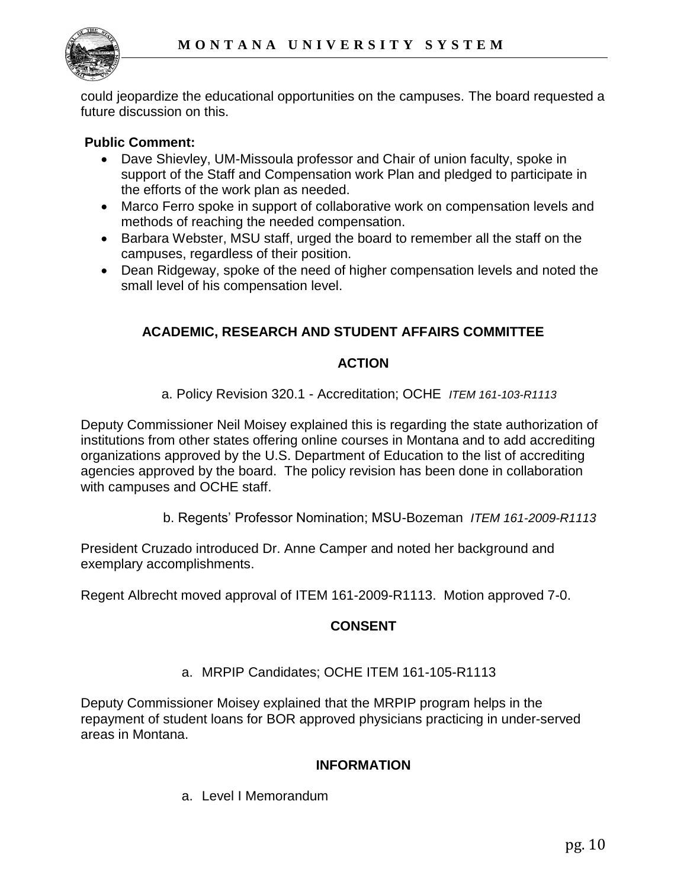could jeopardize the educational opportunities on the campuses. The board requested a future discussion on this.

**Public Comment:**

- Dave Shievley, UM-Missoula professor and Chair of union faculty, spoke in support of the Staff and Compensation work Plan and pledged to participate in the efforts of the work plan as needed.
- Marco Ferro spoke in support of collaborative work on compensation levels and methods of reaching the needed compensation.
- Barbara Webster, MSU staff, urged the board to remember all the staff on the campuses, regardless of their position.
- Dean Ridgeway, spoke of the need of higher compensation levels and noted the small level of his compensation level.

## ACADEMIC, RESEARCH AND STUDENT AFFAIRS COMMITTEE

### ACTION

a. Policy Revision 320.1 - Accreditation; OCHE *ITEM 161-103-R1113*

Deputy Commissioner Neil Moisey explained this is regarding the state authorization of institutions from other states offering online courses in Montana and to add accrediting organizations approved by the U.S. Department of Education to the list of accrediting agencies approved by the board. The policy revision has been done in collaboration with campuses and OCHE staff.

b. Regents' Professor Nomination; MSU-Bozeman *ITEM 161-2009-R1113*

President Cruzado introduced Dr. Anne Camper and noted her background and exemplary accomplishments.

Regent Albrecht moved approval of ITEM 161-2009-R1113. Motion approved 7-0.

### CONSENT

a. MRPIP Candidates; OCHE ITEM 161-105-R1113

Deputy Commissioner Moisey explained that the MRPIP program helps in the repayment of student loans for BOR approved physicians practicing in under-served areas in Montana.

### INFORMATION

a. Level I Memorandum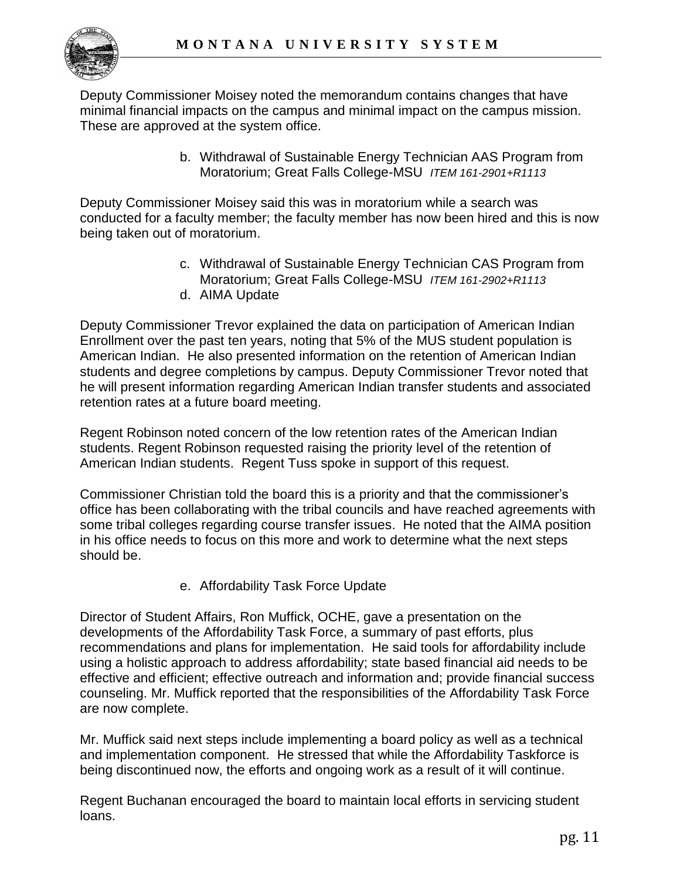Deputy Commissioner Moisey noted the memorandum contains changes that have minimal financial impacts on the campus and minimal impact on the campus mission. These are approved at the system office.

b. Withdrawal of Sustainable Energy Technician AAS Program from Moratorium; Great Falls College-MSU *ITEM 161-2901+R1113*

Deputy Commissioner Moisey said this was in moratorium while a search was conducted for a faculty member; the faculty member has now been hired and this is now being taken out of moratorium.

c. Withdrawal of Sustainable Energy Technician CAS Program from Moratorium; Great Falls College-MSU *ITEM 161-2902+R1113*
d. AIMA Update

Deputy Commissioner Trevor explained the data on participation of American Indian Enrollment over the past ten years, noting that 5% of the MUS student population is American Indian. He also presented information on the retention of American Indian students and degree completions by campus. Deputy Commissioner Trevor noted that he will present information regarding American Indian transfer students and associated retention rates at a future board meeting.

Regent Robinson noted concern of the low retention rates of the American Indian students. Regent Robinson requested raising the priority level of the retention of American Indian students. Regent Tuss spoke in support of this request.

Commissioner Christian told the board this is a priority and that the commissioner's office has been collaborating with the tribal councils and have reached agreements with some tribal colleges regarding course transfer issues. He noted that the AIMA position in his office needs to focus on this more and work to determine what the next steps should be.

e. Affordability Task Force Update

Director of Student Affairs, Ron Muffick, OCHE, gave a presentation on the developments of the Affordability Task Force, a summary of past efforts, plus recommendations and plans for implementation. He said tools for affordability include using a holistic approach to address affordability; state based financial aid needs to be effective and efficient; effective outreach and information and; provide financial success counseling. Mr. Muffick reported that the responsibilities of the Affordability Task Force are now complete.

Mr. Muffick said next steps include implementing a board policy as well as a technical and implementation component. He stressed that while the Affordability Taskforce is being discontinued now, the efforts and ongoing work as a result of it will continue.

Regent Buchanan encouraged the board to maintain local efforts in servicing student loans.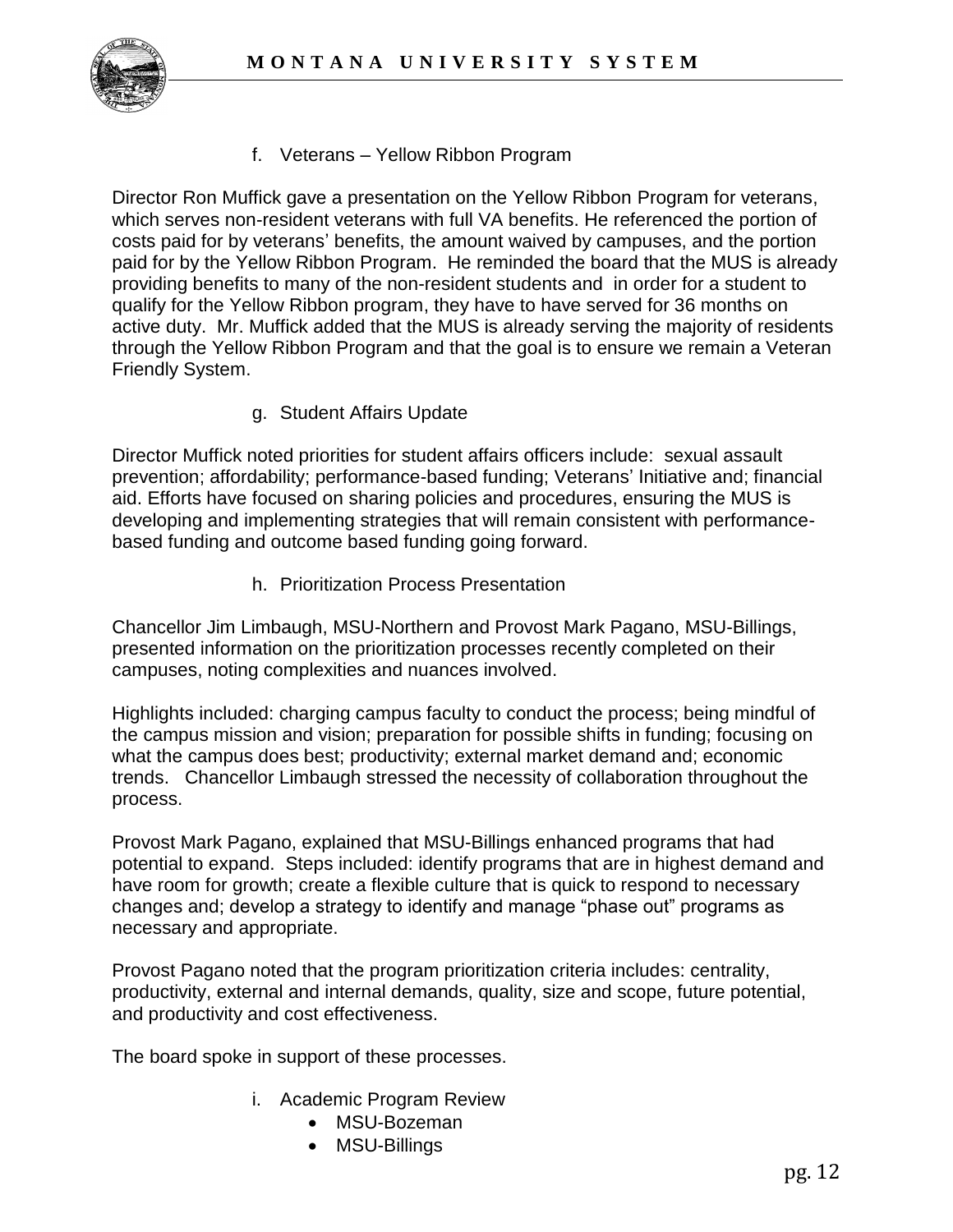f. Veterans – Yellow Ribbon Program

Director Ron Muffick gave a presentation on the Yellow Ribbon Program for veterans, which serves non-resident veterans with full VA benefits. He referenced the portion of costs paid for by veterans' benefits, the amount waived by campuses, and the portion paid for by the Yellow Ribbon Program. He reminded the board that the MUS is already providing benefits to many of the non-resident students and in order for a student to qualify for the Yellow Ribbon program, they have to have served for 36 months on active duty. Mr. Muffick added that the MUS is already serving the majority of residents through the Yellow Ribbon Program and that the goal is to ensure we remain a Veteran Friendly System.

g. Student Affairs Update

Director Muffick noted priorities for student affairs officers include: sexual assault prevention; affordability; performance-based funding; Veterans' Initiative and; financial aid. Efforts have focused on sharing policies and procedures, ensuring the MUS is developing and implementing strategies that will remain consistent with performance-based funding and outcome based funding going forward.

h. Prioritization Process Presentation

Chancellor Jim Limbaugh, MSU-Northern and Provost Mark Pagano, MSU-Billings, presented information on the prioritization processes recently completed on their campuses, noting complexities and nuances involved.

Highlights included: charging campus faculty to conduct the process; being mindful of the campus mission and vision; preparation for possible shifts in funding; focusing on what the campus does best; productivity; external market demand and; economic trends. Chancellor Limbaugh stressed the necessity of collaboration throughout the process.

Provost Mark Pagano, explained that MSU-Billings enhanced programs that had potential to expand. Steps included: identify programs that are in highest demand and have room for growth; create a flexible culture that is quick to respond to necessary changes and; develop a strategy to identify and manage "phase out" programs as necessary and appropriate.

Provost Pagano noted that the program prioritization criteria includes: centrality, productivity, external and internal demands, quality, size and scope, future potential, and productivity and cost effectiveness.

The board spoke in support of these processes.

i. Academic Program Review

- MSU-Bozeman
- MSU-Billings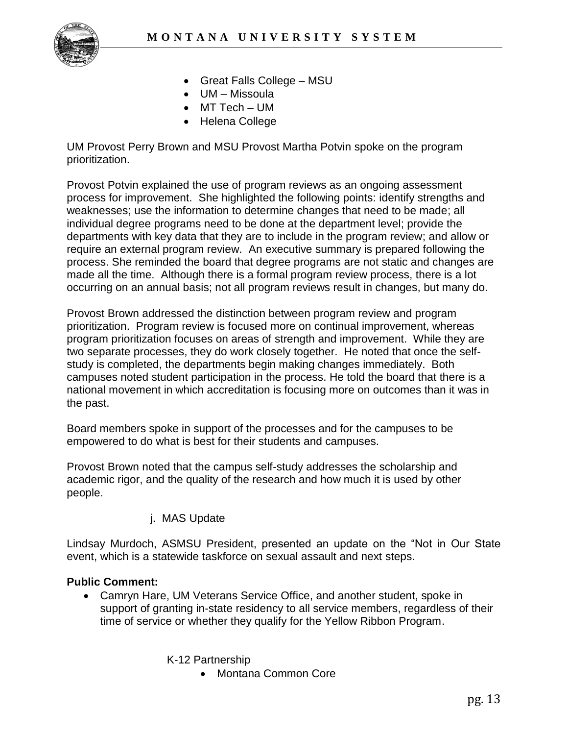- Great Falls College – MSU
- UM – Missoula
- MT Tech – UM
- Helena College

UM Provost Perry Brown and MSU Provost Martha Potvin spoke on the program prioritization.

Provost Potvin explained the use of program reviews as an ongoing assessment process for improvement. She highlighted the following points: identify strengths and weaknesses; use the information to determine changes that need to be made; all individual degree programs need to be done at the department level; provide the departments with key data that they are to include in the program review; and allow or require an external program review. An executive summary is prepared following the process. She reminded the board that degree programs are not static and changes are made all the time. Although there is a formal program review process, there is a lot occurring on an annual basis; not all program reviews result in changes, but many do.

Provost Brown addressed the distinction between program review and program prioritization. Program review is focused more on continual improvement, whereas program prioritization focuses on areas of strength and improvement. While they are two separate processes, they do work closely together. He noted that once the self-study is completed, the departments begin making changes immediately. Both campuses noted student participation in the process. He told the board that there is a national movement in which accreditation is focusing more on outcomes than it was in the past.

Board members spoke in support of the processes and for the campuses to be empowered to do what is best for their students and campuses.

Provost Brown noted that the campus self-study addresses the scholarship and academic rigor, and the quality of the research and how much it is used by other people.

j. MAS Update

Lindsay Murdoch, ASMSU President, presented an update on the "Not in Our State event, which is a statewide taskforce on sexual assault and next steps.

**Public Comment:**

- Camryn Hare, UM Veterans Service Office, and another student, spoke in support of granting in-state residency to all service members, regardless of their time of service or whether they qualify for the Yellow Ribbon Program.

K-12 Partnership

- Montana Common Core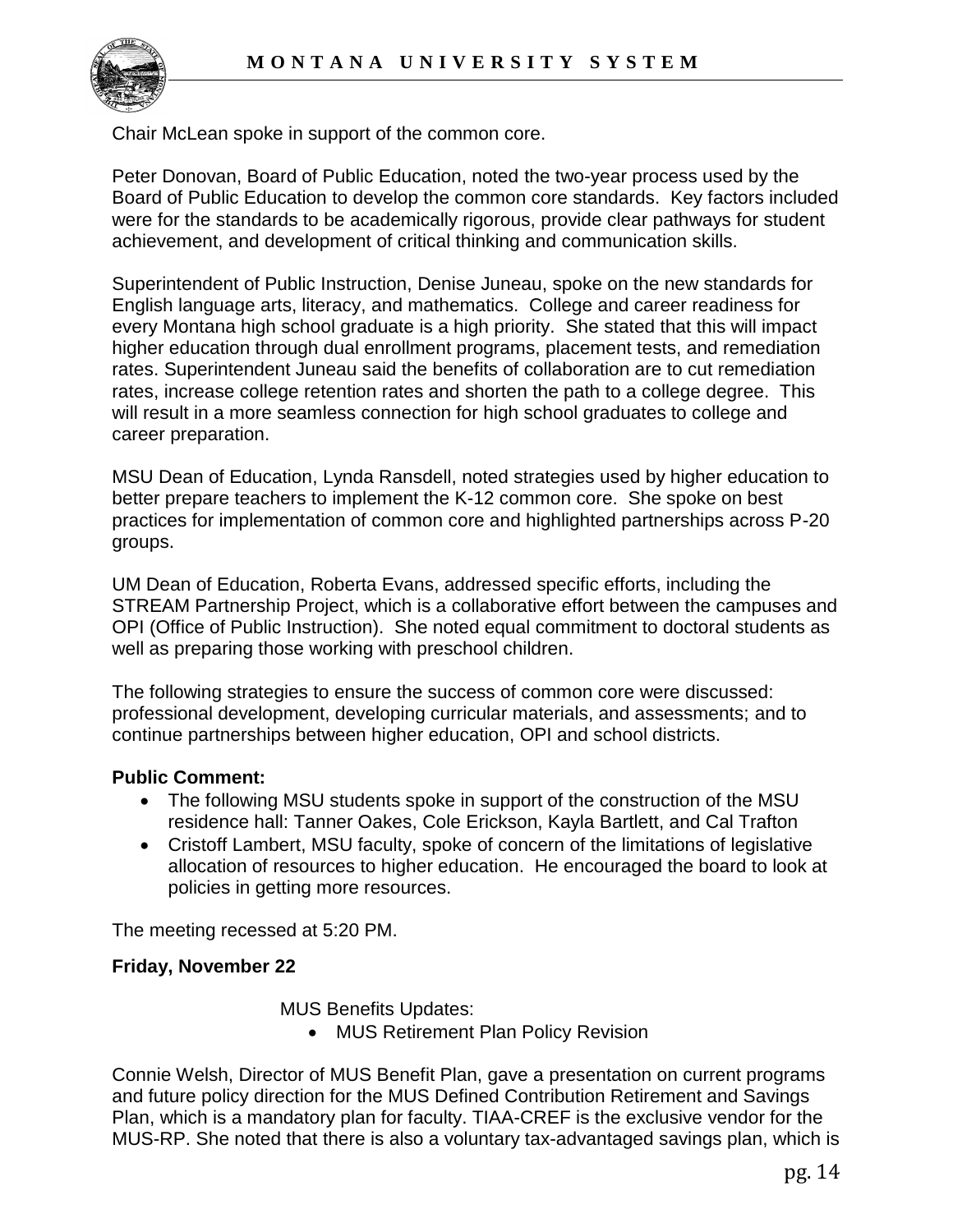Chair McLean spoke in support of the common core.

Peter Donovan, Board of Public Education, noted the two-year process used by the Board of Public Education to develop the common core standards. Key factors included were for the standards to be academically rigorous, provide clear pathways for student achievement, and development of critical thinking and communication skills.

Superintendent of Public Instruction, Denise Juneau, spoke on the new standards for English language arts, literacy, and mathematics. College and career readiness for every Montana high school graduate is a high priority. She stated that this will impact higher education through dual enrollment programs, placement tests, and remediation rates. Superintendent Juneau said the benefits of collaboration are to cut remediation rates, increase college retention rates and shorten the path to a college degree. This will result in a more seamless connection for high school graduates to college and career preparation.

MSU Dean of Education, Lynda Ransdell, noted strategies used by higher education to better prepare teachers to implement the K-12 common core. She spoke on best practices for implementation of common core and highlighted partnerships across P-20 groups.

UM Dean of Education, Roberta Evans, addressed specific efforts, including the STREAM Partnership Project, which is a collaborative effort between the campuses and OPI (Office of Public Instruction). She noted equal commitment to doctoral students as well as preparing those working with preschool children.

The following strategies to ensure the success of common core were discussed: professional development, developing curricular materials, and assessments; and to continue partnerships between higher education, OPI and school districts.

**Public Comment:**

- The following MSU students spoke in support of the construction of the MSU residence hall: Tanner Oakes, Cole Erickson, Kayla Bartlett, and Cal Trafton
- Cristoff Lambert, MSU faculty, spoke of concern of the limitations of legislative allocation of resources to higher education. He encouraged the board to look at policies in getting more resources.

The meeting recessed at 5:20 PM.

**Friday, November 22**

MUS Benefits Updates:

- MUS Retirement Plan Policy Revision

Connie Welsh, Director of MUS Benefit Plan, gave a presentation on current programs and future policy direction for the MUS Defined Contribution Retirement and Savings Plan, which is a mandatory plan for faculty. TIAA-CREF is the exclusive vendor for the MUS-RP. She noted that there is also a voluntary tax-advantaged savings plan, which is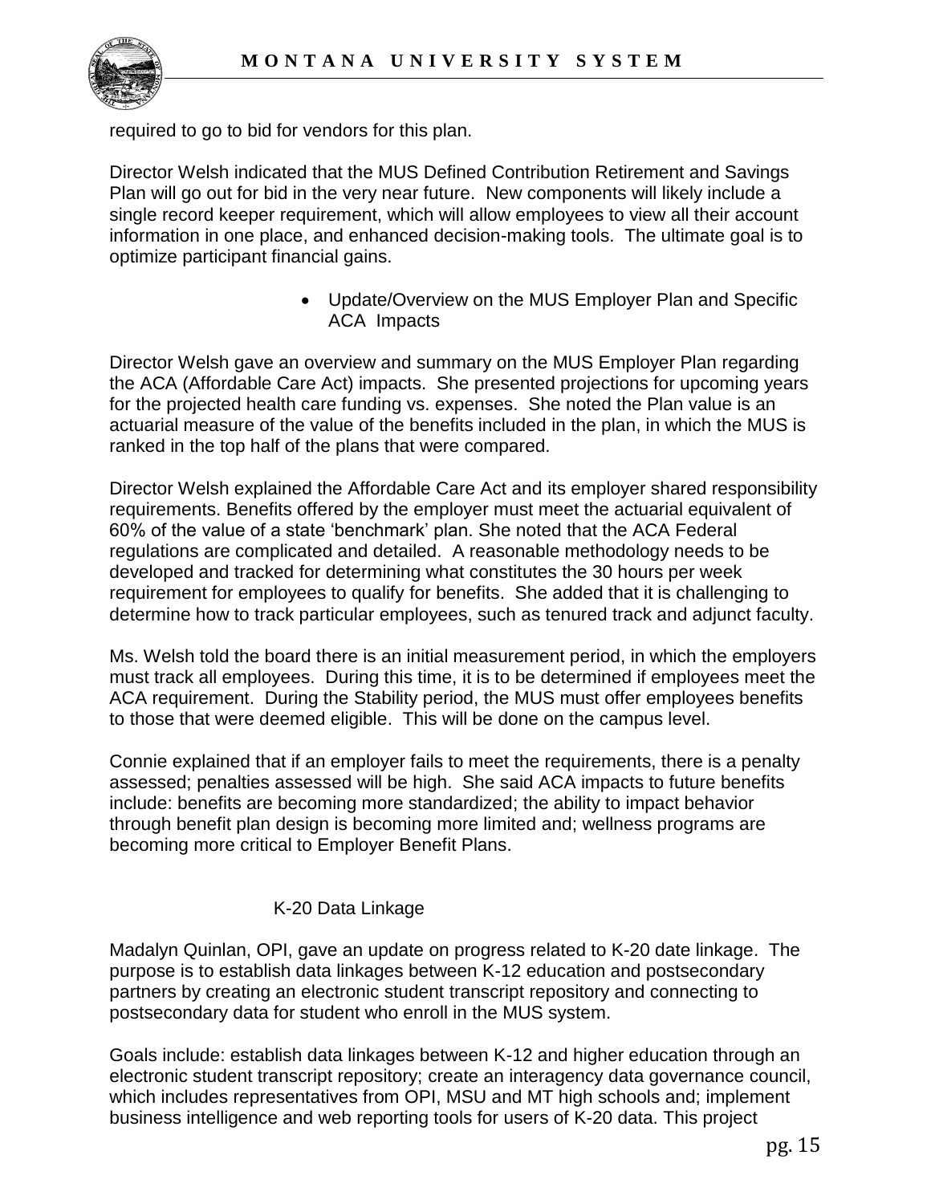required to go to bid for vendors for this plan.

Director Welsh indicated that the MUS Defined Contribution Retirement and Savings Plan will go out for bid in the very near future. New components will likely include a single record keeper requirement, which will allow employees to view all their account information in one place, and enhanced decision-making tools. The ultimate goal is to optimize participant financial gains.

- Update/Overview on the MUS Employer Plan and Specific ACA Impacts

Director Welsh gave an overview and summary on the MUS Employer Plan regarding the ACA (Affordable Care Act) impacts. She presented projections for upcoming years for the projected health care funding vs. expenses. She noted the Plan value is an actuarial measure of the value of the benefits included in the plan, in which the MUS is ranked in the top half of the plans that were compared.

Director Welsh explained the Affordable Care Act and its employer shared responsibility requirements. Benefits offered by the employer must meet the actuarial equivalent of 60% of the value of a state 'benchmark' plan. She noted that the ACA Federal regulations are complicated and detailed. A reasonable methodology needs to be developed and tracked for determining what constitutes the 30 hours per week requirement for employees to qualify for benefits. She added that it is challenging to determine how to track particular employees, such as tenured track and adjunct faculty.

Ms. Welsh told the board there is an initial measurement period, in which the employers must track all employees. During this time, it is to be determined if employees meet the ACA requirement. During the Stability period, the MUS must offer employees benefits to those that were deemed eligible. This will be done on the campus level.

Connie explained that if an employer fails to meet the requirements, there is a penalty assessed; penalties assessed will be high. She said ACA impacts to future benefits include: benefits are becoming more standardized; the ability to impact behavior through benefit plan design is becoming more limited and; wellness programs are becoming more critical to Employer Benefit Plans.

K-20 Data Linkage

Madalyn Quinlan, OPI, gave an update on progress related to K-20 date linkage. The purpose is to establish data linkages between K-12 education and postsecondary partners by creating an electronic student transcript repository and connecting to postsecondary data for student who enroll in the MUS system.

Goals include: establish data linkages between K-12 and higher education through an electronic student transcript repository; create an interagency data governance council, which includes representatives from OPI, MSU and MT high schools and; implement business intelligence and web reporting tools for users of K-20 data. This project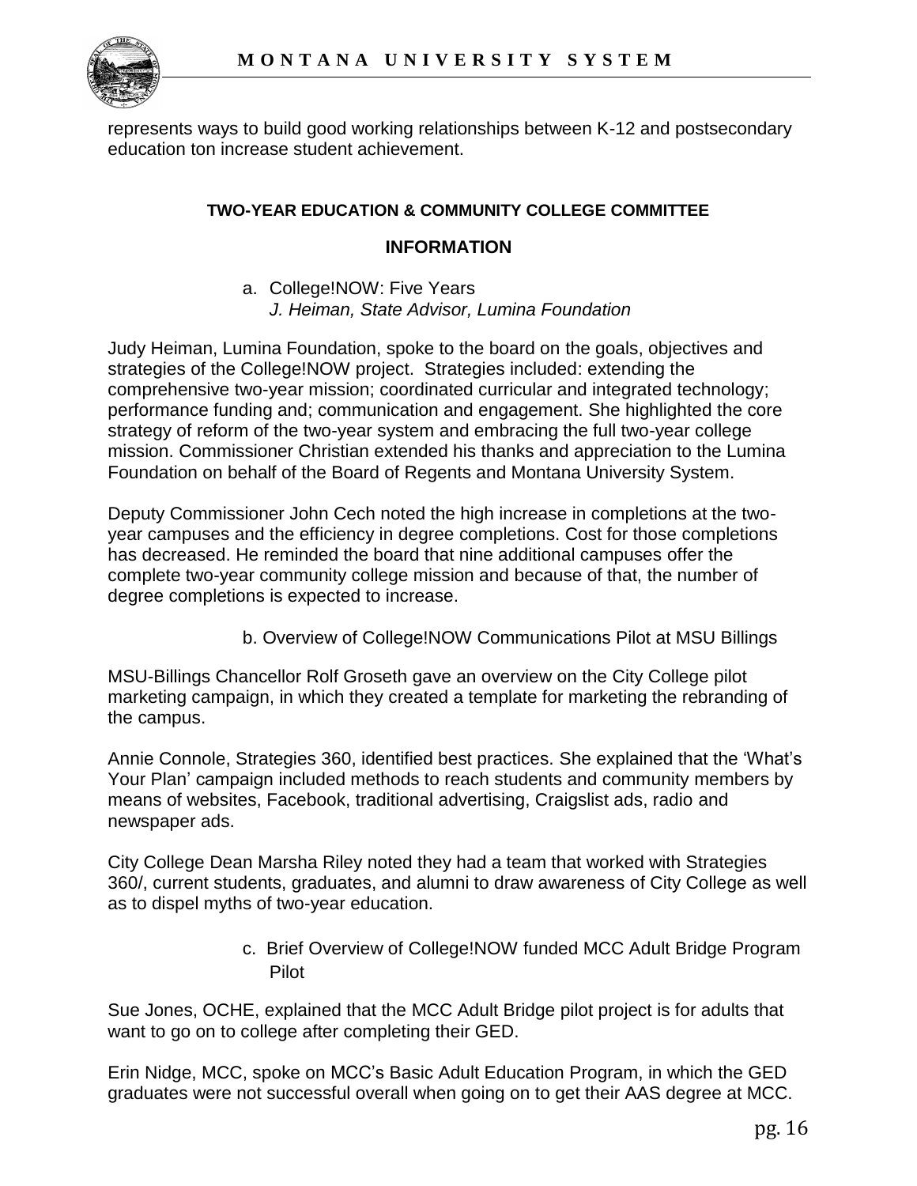represents ways to build good working relationships between K-12 and postsecondary education ton increase student achievement.

**TWO-YEAR EDUCATION & COMMUNITY COLLEGE COMMITTEE**

**INFORMATION**

a. College!NOW: Five Years
*J. Heiman, State Advisor, Lumina Foundation*

Judy Heiman, Lumina Foundation, spoke to the board on the goals, objectives and strategies of the College!NOW project. Strategies included: extending the comprehensive two-year mission; coordinated curricular and integrated technology; performance funding and; communication and engagement. She highlighted the core strategy of reform of the two-year system and embracing the full two-year college mission. Commissioner Christian extended his thanks and appreciation to the Lumina Foundation on behalf of the Board of Regents and Montana University System.

Deputy Commissioner John Cech noted the high increase in completions at the two-year campuses and the efficiency in degree completions. Cost for those completions has decreased. He reminded the board that nine additional campuses offer the complete two-year community college mission and because of that, the number of degree completions is expected to increase.

b. Overview of College!NOW Communications Pilot at MSU Billings

MSU-Billings Chancellor Rolf Groseth gave an overview on the City College pilot marketing campaign, in which they created a template for marketing the rebranding of the campus.

Annie Connole, Strategies 360, identified best practices. She explained that the 'What's Your Plan' campaign included methods to reach students and community members by means of websites, Facebook, traditional advertising, Craigslist ads, radio and newspaper ads.

City College Dean Marsha Riley noted they had a team that worked with Strategies 360/, current students, graduates, and alumni to draw awareness of City College as well as to dispel myths of two-year education.

c. Brief Overview of College!NOW funded MCC Adult Bridge Program Pilot

Sue Jones, OCHE, explained that the MCC Adult Bridge pilot project is for adults that want to go on to college after completing their GED.

Erin Nidge, MCC, spoke on MCC's Basic Adult Education Program, in which the GED graduates were not successful overall when going on to get their AAS degree at MCC.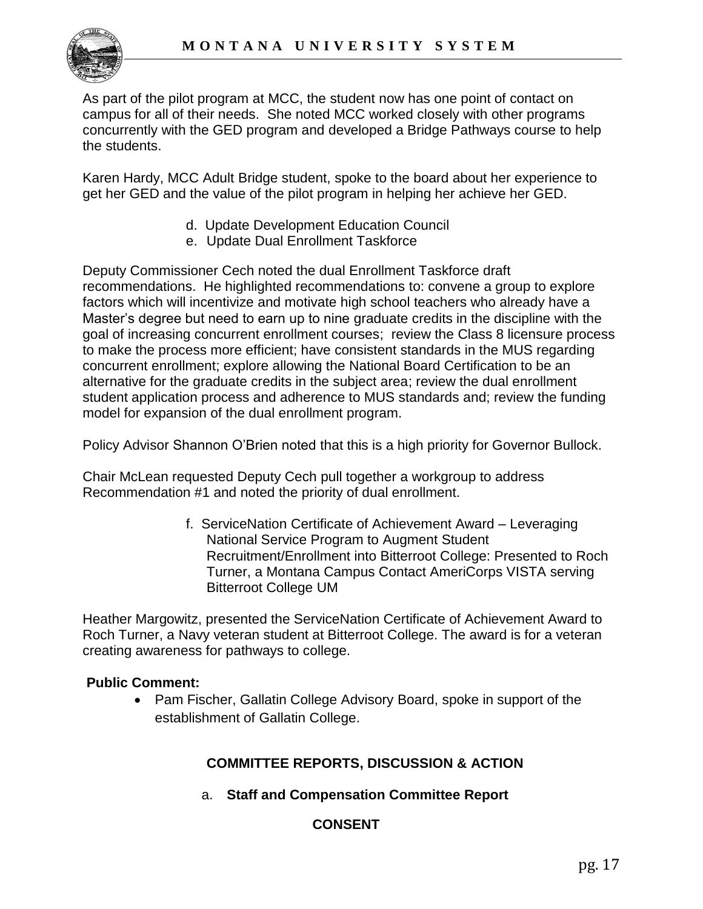As part of the pilot program at MCC, the student now has one point of contact on campus for all of their needs. She noted MCC worked closely with other programs concurrently with the GED program and developed a Bridge Pathways course to help the students.

Karen Hardy, MCC Adult Bridge student, spoke to the board about her experience to get her GED and the value of the pilot program in helping her achieve her GED.

d. Update Development Education Council
e. Update Dual Enrollment Taskforce

Deputy Commissioner Cech noted the dual Enrollment Taskforce draft recommendations. He highlighted recommendations to: convene a group to explore factors which will incentivize and motivate high school teachers who already have a Master's degree but need to earn up to nine graduate credits in the discipline with the goal of increasing concurrent enrollment courses; review the Class 8 licensure process to make the process more efficient; have consistent standards in the MUS regarding concurrent enrollment; explore allowing the National Board Certification to be an alternative for the graduate credits in the subject area; review the dual enrollment student application process and adherence to MUS standards and; review the funding model for expansion of the dual enrollment program.

Policy Advisor Shannon O'Brien noted that this is a high priority for Governor Bullock.

Chair McLean requested Deputy Cech pull together a workgroup to address Recommendation #1 and noted the priority of dual enrollment.

f. ServiceNation Certificate of Achievement Award – Leveraging National Service Program to Augment Student Recruitment/Enrollment into Bitterroot College: Presented to Roch Turner, a Montana Campus Contact AmeriCorps VISTA serving Bitterroot College UM

Heather Margowitz, presented the ServiceNation Certificate of Achievement Award to Roch Turner, a Navy veteran student at Bitterroot College. The award is for a veteran creating awareness for pathways to college.

**Public Comment:**

- Pam Fischer, Gallatin College Advisory Board, spoke in support of the establishment of Gallatin College.

## COMMITTEE REPORTS, DISCUSSION & ACTION

a. **Staff and Compensation Committee Report**

**CONSENT**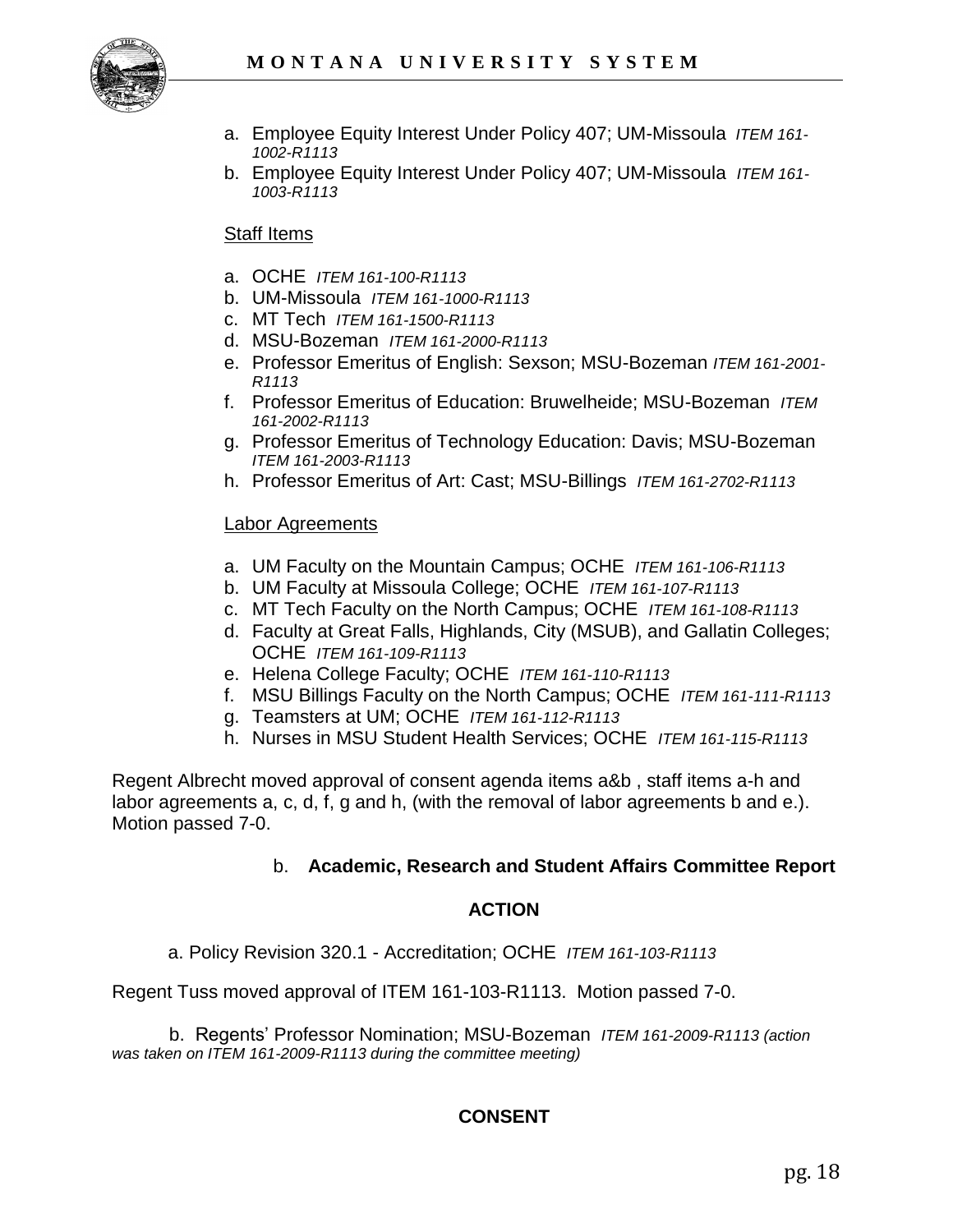a. Employee Equity Interest Under Policy 407; UM-Missoula *ITEM 161-1002-R1113*
b. Employee Equity Interest Under Policy 407; UM-Missoula *ITEM 161-1003-R1113*

<u>Staff Items</u>

a. OCHE *ITEM 161-100-R1113*
b. UM-Missoula *ITEM 161-1000-R1113*
c. MT Tech *ITEM 161-1500-R1113*
d. MSU-Bozeman *ITEM 161-2000-R1113*
e. Professor Emeritus of English: Sexson; MSU-Bozeman *ITEM 161-2001-R1113*
f. Professor Emeritus of Education: Bruwelheide; MSU-Bozeman *ITEM 161-2002-R1113*
g. Professor Emeritus of Technology Education: Davis; MSU-Bozeman *ITEM 161-2003-R1113*
h. Professor Emeritus of Art: Cast; MSU-Billings *ITEM 161-2702-R1113*

<u>Labor Agreements</u>

a. UM Faculty on the Mountain Campus; OCHE *ITEM 161-106-R1113*
b. UM Faculty at Missoula College; OCHE *ITEM 161-107-R1113*
c. MT Tech Faculty on the North Campus; OCHE *ITEM 161-108-R1113*
d. Faculty at Great Falls, Highlands, City (MSUB), and Gallatin Colleges; OCHE *ITEM 161-109-R1113*
e. Helena College Faculty; OCHE *ITEM 161-110-R1113*
f. MSU Billings Faculty on the North Campus; OCHE *ITEM 161-111-R1113*
g. Teamsters at UM; OCHE *ITEM 161-112-R1113*
h. Nurses in MSU Student Health Services; OCHE *ITEM 161-115-R1113*

Regent Albrecht moved approval of consent agenda items a&b , staff items a-h and labor agreements a, c, d, f, g and h, (with the removal of labor agreements b and e.). Motion passed 7-0.

b. **Academic, Research and Student Affairs Committee Report**

**ACTION**

a. Policy Revision 320.1 - Accreditation; OCHE *ITEM 161-103-R1113*

Regent Tuss moved approval of ITEM 161-103-R1113. Motion passed 7-0.

b. Regents' Professor Nomination; MSU-Bozeman *ITEM 161-2009-R1113 (action was taken on ITEM 161-2009-R1113 during the committee meeting)*

**CONSENT**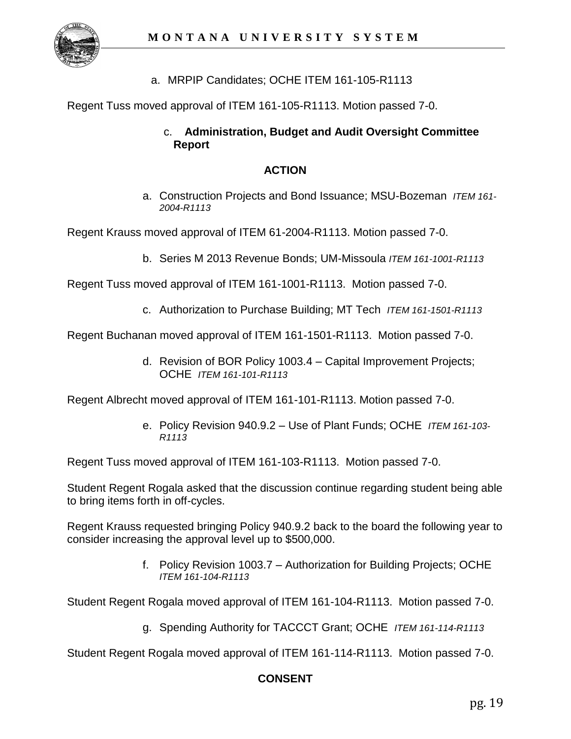a. MRPIP Candidates; OCHE ITEM 161-105-R1113

Regent Tuss moved approval of ITEM 161-105-R1113. Motion passed 7-0.

c. **Administration, Budget and Audit Oversight Committee Report**

**ACTION**

a. Construction Projects and Bond Issuance; MSU-Bozeman *ITEM 161-2004-R1113*

Regent Krauss moved approval of ITEM 61-2004-R1113. Motion passed 7-0.

b. Series M 2013 Revenue Bonds; UM-Missoula *ITEM 161-1001-R1113*

Regent Tuss moved approval of ITEM 161-1001-R1113. Motion passed 7-0.

c. Authorization to Purchase Building; MT Tech *ITEM 161-1501-R1113*

Regent Buchanan moved approval of ITEM 161-1501-R1113. Motion passed 7-0.

d. Revision of BOR Policy 1003.4 – Capital Improvement Projects; OCHE *ITEM 161-101-R1113*

Regent Albrecht moved approval of ITEM 161-101-R1113. Motion passed 7-0.

e. Policy Revision 940.9.2 – Use of Plant Funds; OCHE *ITEM 161-103-R1113*

Regent Tuss moved approval of ITEM 161-103-R1113. Motion passed 7-0.

Student Regent Rogala asked that the discussion continue regarding student being able to bring items forth in off-cycles.

Regent Krauss requested bringing Policy 940.9.2 back to the board the following year to consider increasing the approval level up to $500,000.

f. Policy Revision 1003.7 – Authorization for Building Projects; OCHE *ITEM 161-104-R1113*

Student Regent Rogala moved approval of ITEM 161-104-R1113. Motion passed 7-0.

g. Spending Authority for TACCCT Grant; OCHE *ITEM 161-114-R1113*

Student Regent Rogala moved approval of ITEM 161-114-R1113. Motion passed 7-0.

**CONSENT**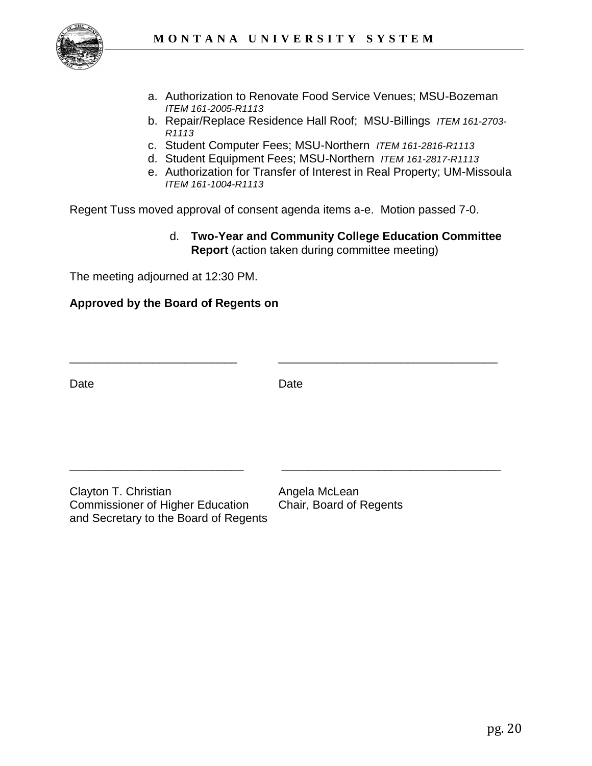a. Authorization to Renovate Food Service Venues; MSU-Bozeman *ITEM 161-2005-R1113*
b. Repair/Replace Residence Hall Roof; MSU-Billings *ITEM 161-2703-R1113*
c. Student Computer Fees; MSU-Northern *ITEM 161-2816-R1113*
d. Student Equipment Fees; MSU-Northern *ITEM 161-2817-R1113*
e. Authorization for Transfer of Interest in Real Property; UM-Missoula *ITEM 161-1004-R1113*

Regent Tuss moved approval of consent agenda items a-e. Motion passed 7-0.

d. **Two-Year and Community College Education Committee Report** (action taken during committee meeting)

The meeting adjourned at 12:30 PM.

**Approved by the Board of Regents on**

\_\_\_\_\_\_\_\_\_\_\_\_\_\_\_\_\_\_\_\_\_\_\_\_\_\_ \_\_\_\_\_\_\_\_\_\_\_\_\_\_\_\_\_\_\_\_\_\_\_\_\_\_\_\_\_\_\_\_\_\_

Date Date

\_\_\_\_\_\_\_\_\_\_\_\_\_\_\_\_\_\_\_\_\_\_\_\_\_\_\_ \_\_\_\_\_\_\_\_\_\_\_\_\_\_\_\_\_\_\_\_\_\_\_\_\_\_\_\_\_\_\_\_\_\_

Clayton T. Christian
Commissioner of Higher Education
and Secretary to the Board of Regents

Angela McLean
Chair, Board of Regents